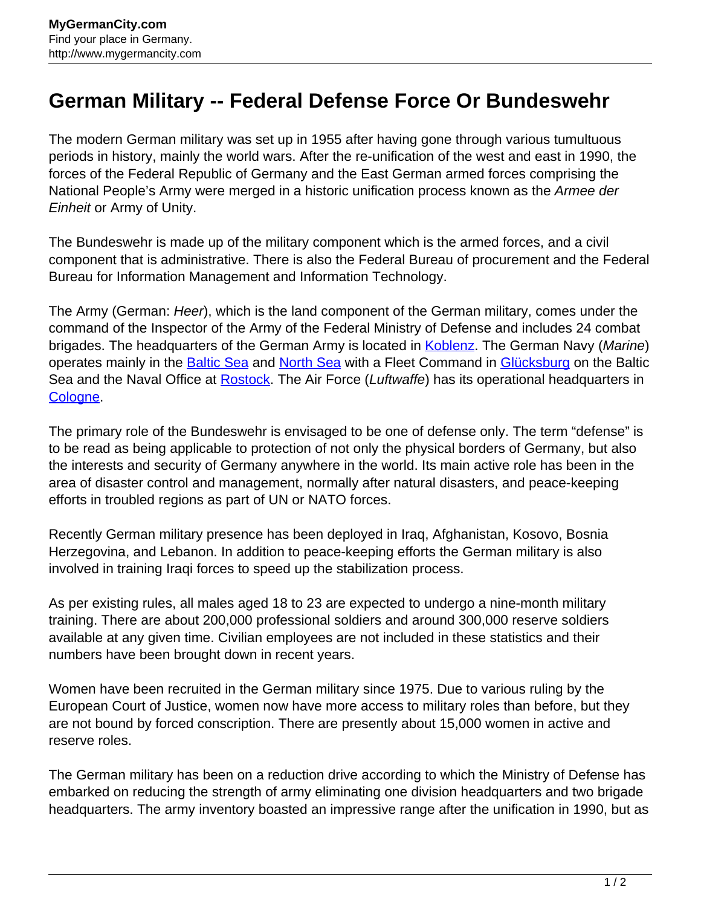# German Military -- Federal Defense Force Or Bundeswehr

The modern German military was set up in 1955 after having gone through various tumultuous periods in history, mainly the world wars. After the re-unification of the west and east in 1990, the forces of the Federal Republic of Germany and the East German armed forces comprising the National People's Army were merged in a historic unification process known as the *Armee der Einheit* or Army of Unity.

The Bundeswehr is made up of the military component which is the armed forces, and a civil component that is administrative. There is also the Federal Bureau of procurement and the Federal Bureau for Information Management and Information Technology.

The Army (German: *Heer*), which is the land component of the German military, comes under the command of the Inspector of the Army of the Federal Ministry of Defense and includes 24 combat brigades. The headquarters of the German Army is located in Koblenz. The German Navy (*Marine*) operates mainly in the Baltic Sea and North Sea with a Fleet Command in Glücksburg on the Baltic Sea and the Naval Office at Rostock. The Air Force (*Luftwaffe*) has its operational headquarters in Cologne.

The primary role of the Bundeswehr is envisaged to be one of defense only. The term "defense" is to be read as being applicable to protection of not only the physical borders of Germany, but also the interests and security of Germany anywhere in the world. Its main active role has been in the area of disaster control and management, normally after natural disasters, and peace-keeping efforts in troubled regions as part of UN or NATO forces.

Recently German military presence has been deployed in Iraq, Afghanistan, Kosovo, Bosnia Herzegovina, and Lebanon. In addition to peace-keeping efforts the German military is also involved in training Iraqi forces to speed up the stabilization process.

As per existing rules, all males aged 18 to 23 are expected to undergo a nine-month military training. There are about 200,000 professional soldiers and around 300,000 reserve soldiers available at any given time. Civilian employees are not included in these statistics and their numbers have been brought down in recent years.

Women have been recruited in the German military since 1975. Due to various ruling by the European Court of Justice, women now have more access to military roles than before, but they are not bound by forced conscription. There are presently about 15,000 women in active and reserve roles.

The German military has been on a reduction drive according to which the Ministry of Defense has embarked on reducing the strength of army eliminating one division headquarters and two brigade headquarters. The army inventory boasted an impressive range after the unification in 1990, but as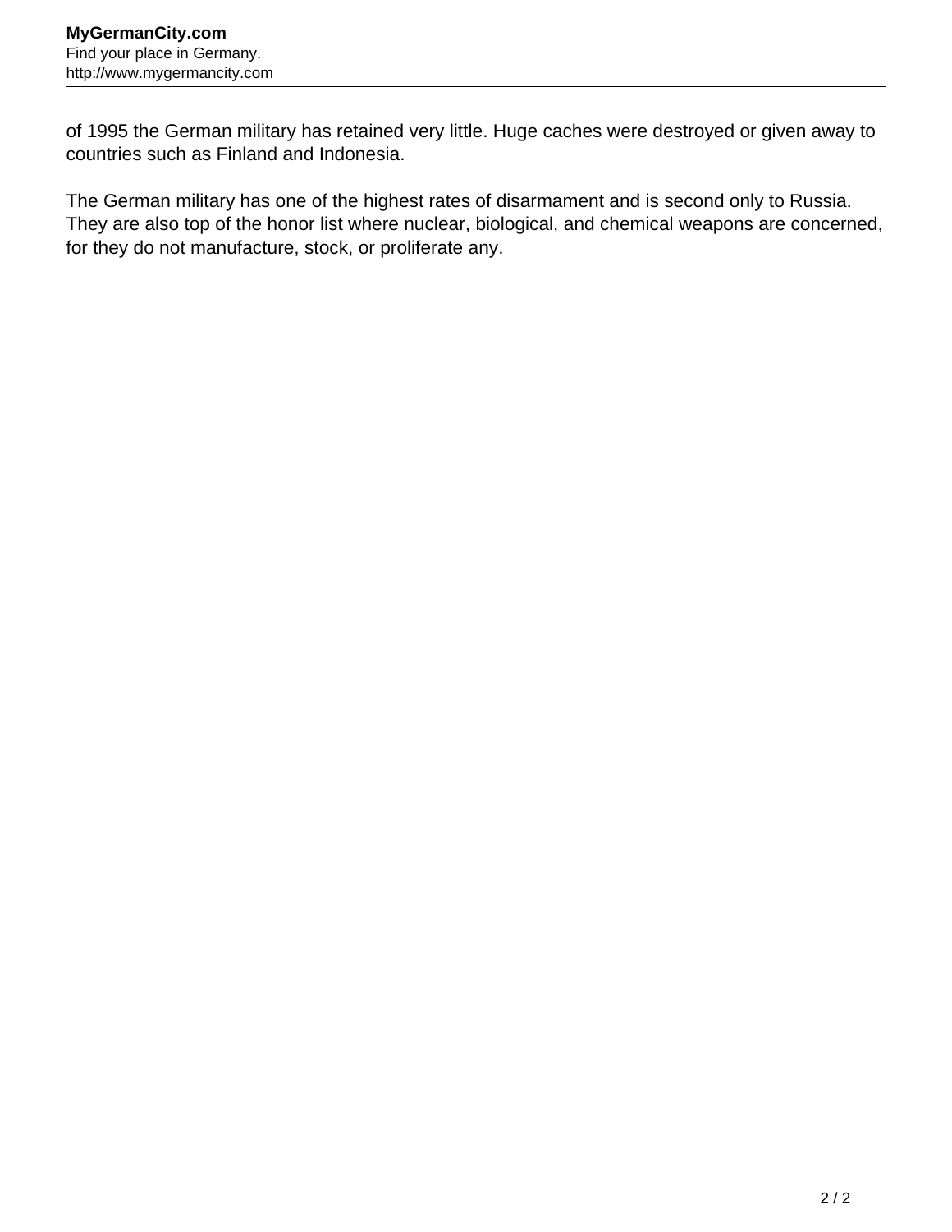of 1995 the German military has retained very little. Huge caches were destroyed or given away to countries such as Finland and Indonesia.

The German military has one of the highest rates of disarmament and is second only to Russia. They are also top of the honor list where nuclear, biological, and chemical weapons are concerned, for they do not manufacture, stock, or proliferate any.